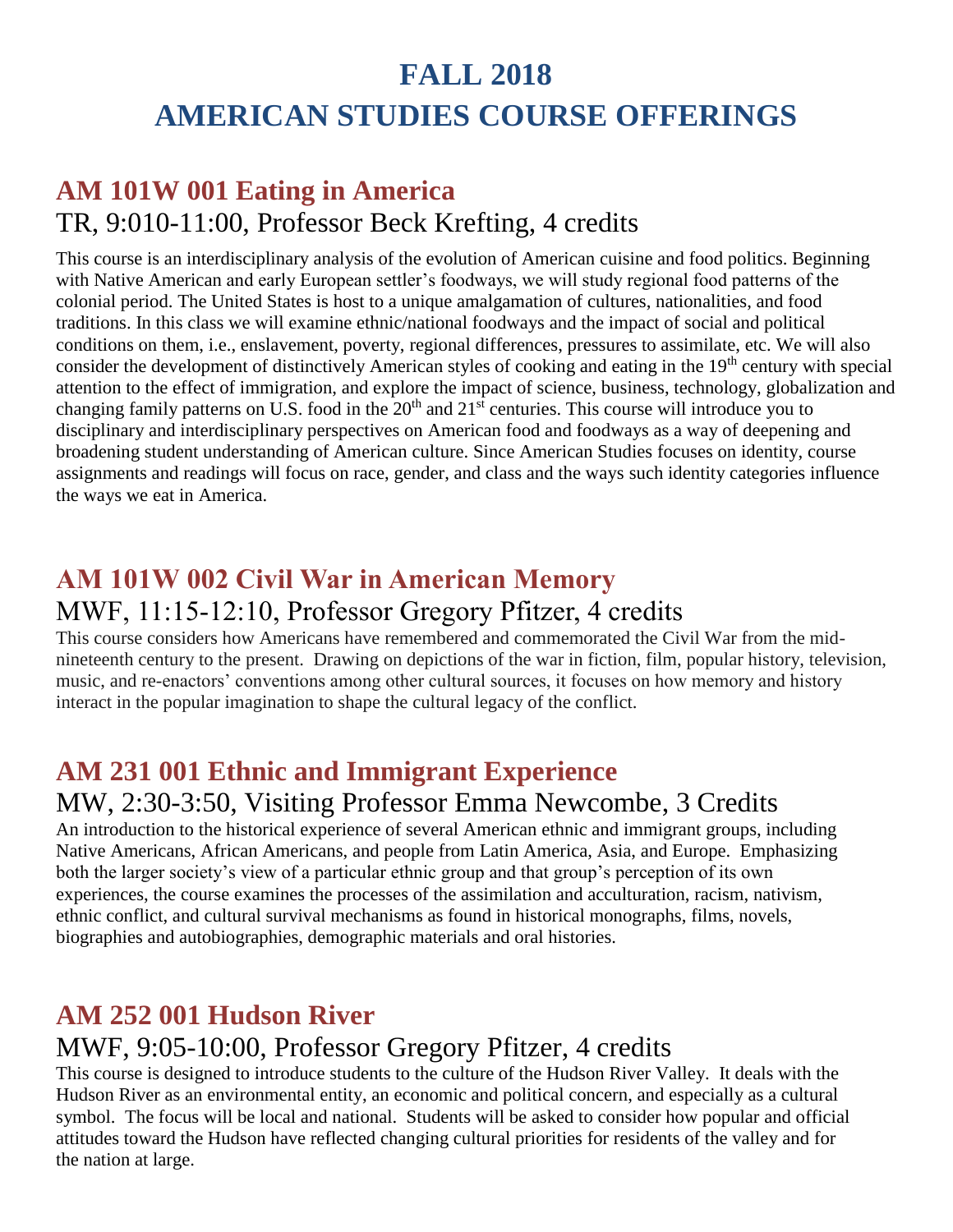# FALL 2018
# AMERICAN STUDIES COURSE OFFERINGS

## AM 101W 001 Eating in America

### TR, 9:010-11:00, Professor Beck Krefting, 4 credits

This course is an interdisciplinary analysis of the evolution of American cuisine and food politics. Beginning with Native American and early European settler's foodways, we will study regional food patterns of the colonial period. The United States is host to a unique amalgamation of cultures, nationalities, and food traditions. In this class we will examine ethnic/national foodways and the impact of social and political conditions on them, i.e., enslavement, poverty, regional differences, pressures to assimilate, etc. We will also consider the development of distinctively American styles of cooking and eating in the 19th century with special attention to the effect of immigration, and explore the impact of science, business, technology, globalization and changing family patterns on U.S. food in the 20th and 21st centuries. This course will introduce you to disciplinary and interdisciplinary perspectives on American food and foodways as a way of deepening and broadening student understanding of American culture. Since American Studies focuses on identity, course assignments and readings will focus on race, gender, and class and the ways such identity categories influence the ways we eat in America.

## AM 101W 002 Civil War in American Memory

### MWF, 11:15-12:10, Professor Gregory Pfitzer, 4 credits

This course considers how Americans have remembered and commemorated the Civil War from the mid-nineteenth century to the present. Drawing on depictions of the war in fiction, film, popular history, television, music, and re-enactors' conventions among other cultural sources, it focuses on how memory and history interact in the popular imagination to shape the cultural legacy of the conflict.

## AM 231 001 Ethnic and Immigrant Experience

### MW, 2:30-3:50, Visiting Professor Emma Newcombe, 3 Credits

An introduction to the historical experience of several American ethnic and immigrant groups, including Native Americans, African Americans, and people from Latin America, Asia, and Europe. Emphasizing both the larger society's view of a particular ethnic group and that group's perception of its own experiences, the course examines the processes of the assimilation and acculturation, racism, nativism, ethnic conflict, and cultural survival mechanisms as found in historical monographs, films, novels, biographies and autobiographies, demographic materials and oral histories.

## AM 252 001 Hudson River

### MWF, 9:05-10:00, Professor Gregory Pfitzer, 4 credits

This course is designed to introduce students to the culture of the Hudson River Valley. It deals with the Hudson River as an environmental entity, an economic and political concern, and especially as a cultural symbol. The focus will be local and national. Students will be asked to consider how popular and official attitudes toward the Hudson have reflected changing cultural priorities for residents of the valley and for the nation at large.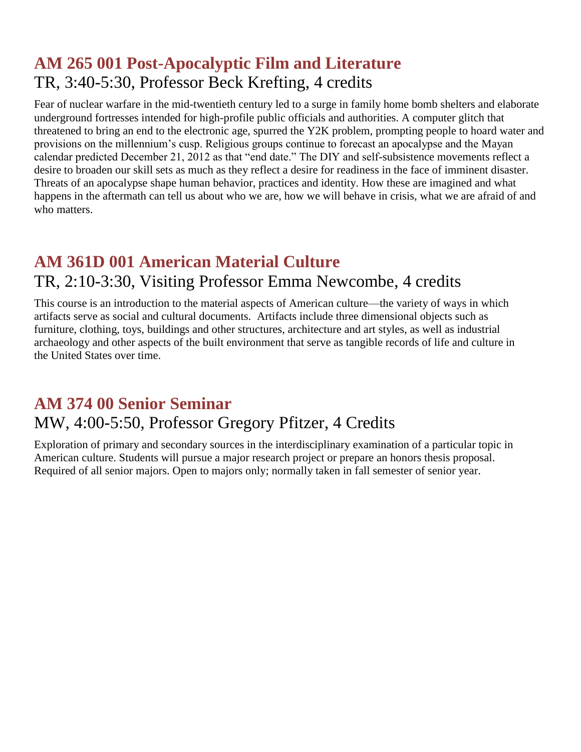## AM 265 001 Post-Apocalyptic Film and Literature

TR, 3:40-5:30, Professor Beck Krefting, 4 credits

Fear of nuclear warfare in the mid-twentieth century led to a surge in family home bomb shelters and elaborate underground fortresses intended for high-profile public officials and authorities. A computer glitch that threatened to bring an end to the electronic age, spurred the Y2K problem, prompting people to hoard water and provisions on the millennium's cusp. Religious groups continue to forecast an apocalypse and the Mayan calendar predicted December 21, 2012 as that "end date." The DIY and self-subsistence movements reflect a desire to broaden our skill sets as much as they reflect a desire for readiness in the face of imminent disaster. Threats of an apocalypse shape human behavior, practices and identity. How these are imagined and what happens in the aftermath can tell us about who we are, how we will behave in crisis, what we are afraid of and who matters.

## AM 361D 001 American Material Culture

TR, 2:10-3:30, Visiting Professor Emma Newcombe, 4 credits

This course is an introduction to the material aspects of American culture—the variety of ways in which artifacts serve as social and cultural documents. Artifacts include three dimensional objects such as furniture, clothing, toys, buildings and other structures, architecture and art styles, as well as industrial archaeology and other aspects of the built environment that serve as tangible records of life and culture in the United States over time.

## AM 374 00 Senior Seminar

MW, 4:00-5:50, Professor Gregory Pfitzer, 4 Credits

Exploration of primary and secondary sources in the interdisciplinary examination of a particular topic in American culture. Students will pursue a major research project or prepare an honors thesis proposal. Required of all senior majors. Open to majors only; normally taken in fall semester of senior year.